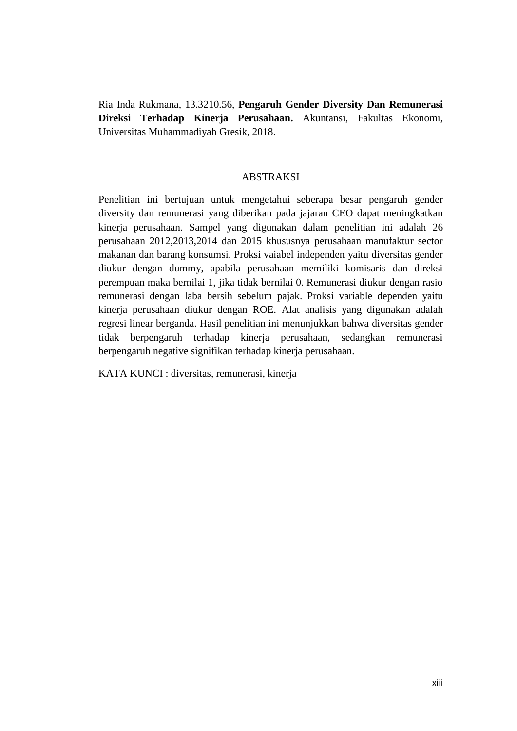Ria Inda Rukmana, 13.3210.56, **Pengaruh Gender Diversity Dan Remunerasi Direksi Terhadap Kinerja Perusahaan.** Akuntansi, Fakultas Ekonomi, Universitas Muhammadiyah Gresik, 2018.

## ABSTRAKSI

Penelitian ini bertujuan untuk mengetahui seberapa besar pengaruh gender diversity dan remunerasi yang diberikan pada jajaran CEO dapat meningkatkan kinerja perusahaan. Sampel yang digunakan dalam penelitian ini adalah 26 perusahaan 2012,2013,2014 dan 2015 khususnya perusahaan manufaktur sector makanan dan barang konsumsi. Proksi vaiabel independen yaitu diversitas gender diukur dengan dummy, apabila perusahaan memiliki komisaris dan direksi perempuan maka bernilai 1, jika tidak bernilai 0. Remunerasi diukur dengan rasio remunerasi dengan laba bersih sebelum pajak. Proksi variable dependen yaitu kinerja perusahaan diukur dengan ROE. Alat analisis yang digunakan adalah regresi linear berganda. Hasil penelitian ini menunjukkan bahwa diversitas gender tidak berpengaruh terhadap kinerja perusahaan, sedangkan remunerasi berpengaruh negative signifikan terhadap kinerja perusahaan.

KATA KUNCI : diversitas, remunerasi, kinerja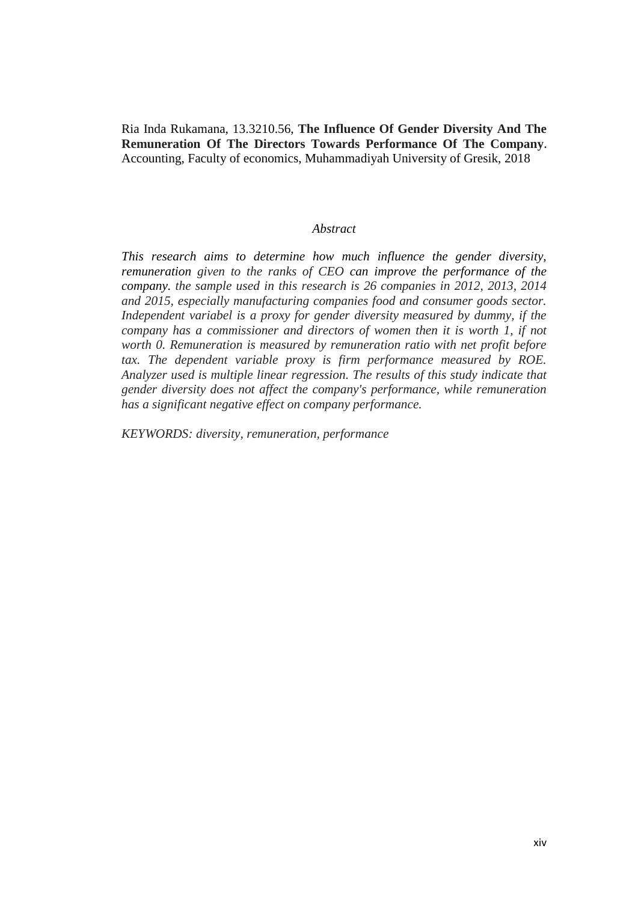Ria Inda Rukamana, 13.3210.56, **The Influence Of Gender Diversity And The Remuneration Of The Directors Towards Performance Of The Company**. Accounting, Faculty of economics, Muhammadiyah University of Gresik, 2018

## *Abstract*

*This research aims to determine how much influence the gender diversity, remuneration given to the ranks of CEO can improve the performance of the company. the sample used in this research is 26 companies in 2012, 2013, 2014 and 2015, especially manufacturing companies food and consumer goods sector. Independent variabel is a proxy for gender diversity measured by dummy, if the company has a commissioner and directors of women then it is worth 1, if not worth 0. Remuneration is measured by remuneration ratio with net profit before tax. The dependent variable proxy is firm performance measured by ROE. Analyzer used is multiple linear regression. The results of this study indicate that gender diversity does not affect the company's performance, while remuneration has a significant negative effect on company performance.*

*KEYWORDS: diversity, remuneration, performance*